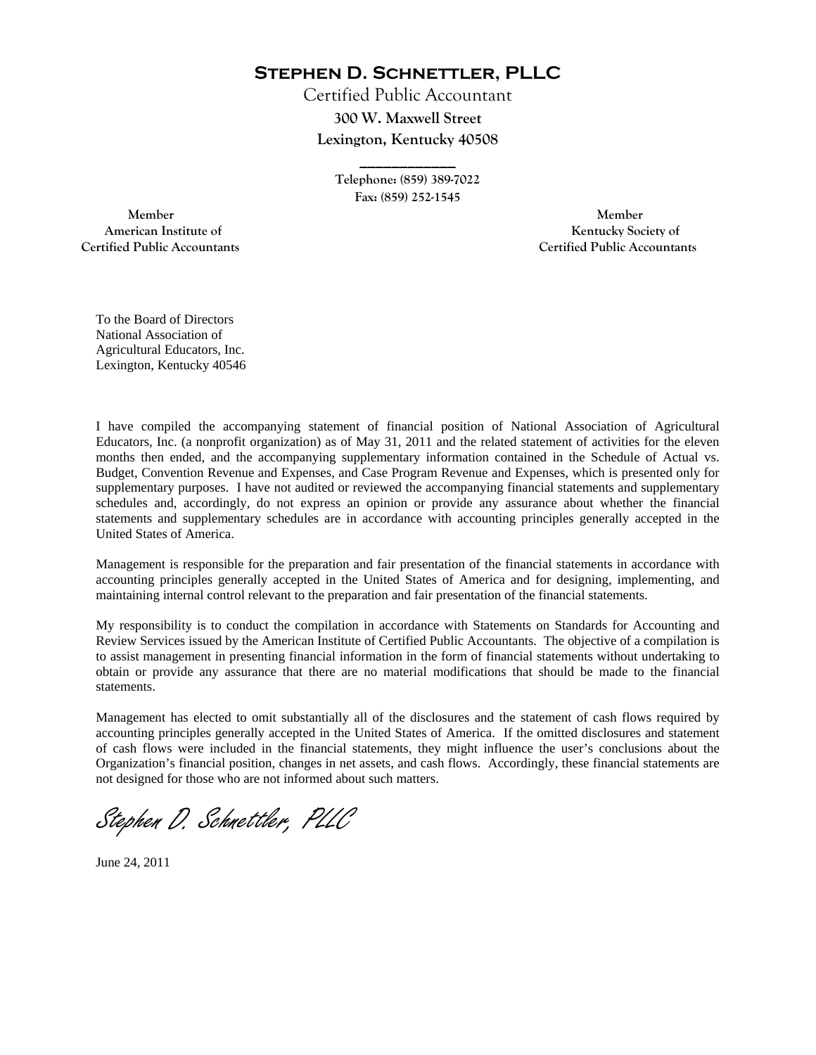# Stephen D. Schnettler, PLLC

Certified Public Accountant

300 W. Maxwell Street

Lexington, Kentucky 40508

Telephone: (859) 389-7022

Fax: (859) 252-1545

Member
American Institute of
Certified Public Accountants

Member
Kentucky Society of
Certified Public Accountants

To the Board of Directors
National Association of
Agricultural Educators, Inc.
Lexington, Kentucky 40546

I have compiled the accompanying statement of financial position of National Association of Agricultural Educators, Inc. (a nonprofit organization) as of May 31, 2011 and the related statement of activities for the eleven months then ended, and the accompanying supplementary information contained in the Schedule of Actual vs. Budget, Convention Revenue and Expenses, and Case Program Revenue and Expenses, which is presented only for supplementary purposes. I have not audited or reviewed the accompanying financial statements and supplementary schedules and, accordingly, do not express an opinion or provide any assurance about whether the financial statements and supplementary schedules are in accordance with accounting principles generally accepted in the United States of America.

Management is responsible for the preparation and fair presentation of the financial statements in accordance with accounting principles generally accepted in the United States of America and for designing, implementing, and maintaining internal control relevant to the preparation and fair presentation of the financial statements.

My responsibility is to conduct the compilation in accordance with Statements on Standards for Accounting and Review Services issued by the American Institute of Certified Public Accountants. The objective of a compilation is to assist management in presenting financial information in the form of financial statements without undertaking to obtain or provide any assurance that there are no material modifications that should be made to the financial statements.

Management has elected to omit substantially all of the disclosures and the statement of cash flows required by accounting principles generally accepted in the United States of America. If the omitted disclosures and statement of cash flows were included in the financial statements, they might influence the user's conclusions about the Organization's financial position, changes in net assets, and cash flows. Accordingly, these financial statements are not designed for those who are not informed about such matters.

*Stephen D. Schnettler, PLLC*

June 24, 2011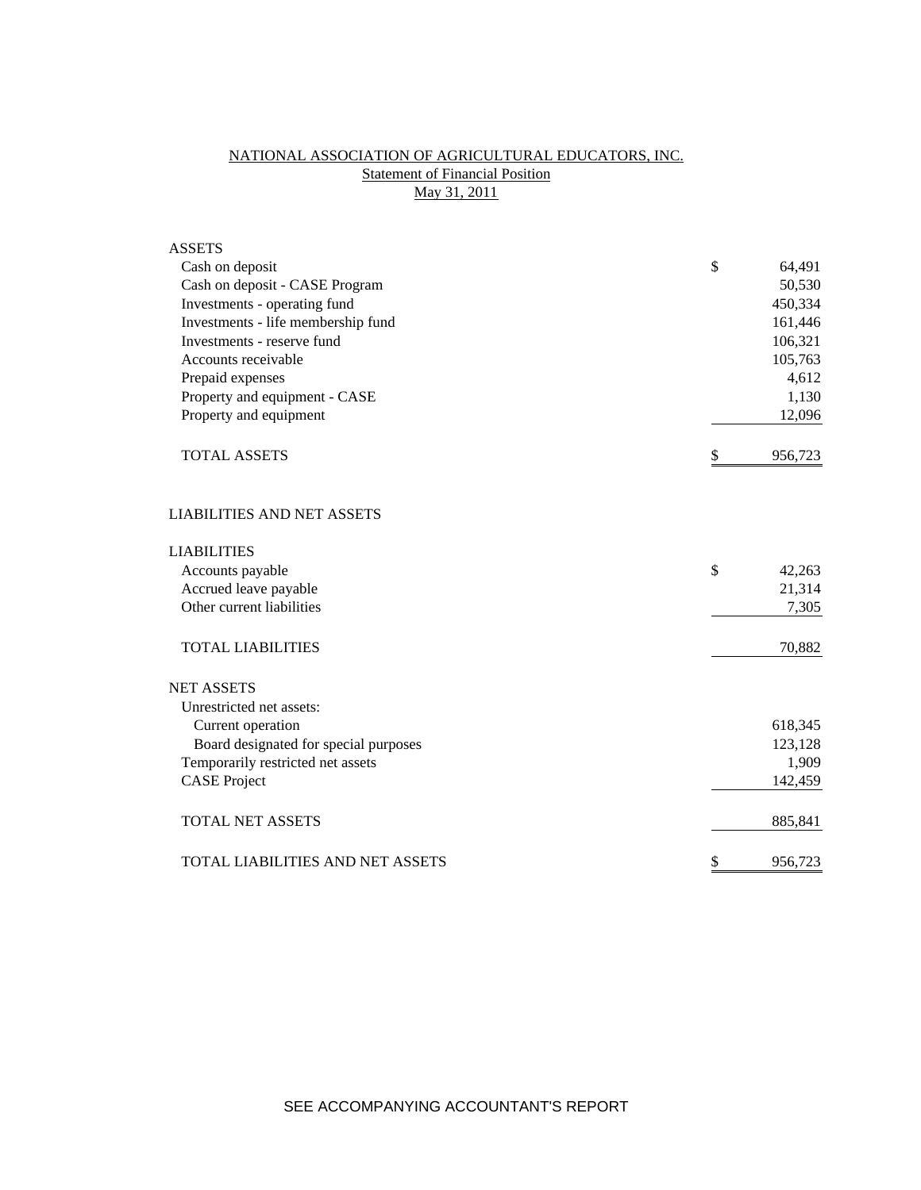# NATIONAL ASSOCIATION OF AGRICULTURAL EDUCATORS, INC.
## Statement of Financial Position
### May 31, 2011

| | | |
|---|---|---|
| **ASSETS** | | |
| Cash on deposit | $ | 64,491 |
| Cash on deposit - CASE Program | | 50,530 |
| Investments - operating fund | | 450,334 |
| Investments - life membership fund | | 161,446 |
| Investments - reserve fund | | 106,321 |
| Accounts receivable | | 105,763 |
| Prepaid expenses | | 4,612 |
| Property and equipment - CASE | | 1,130 |
| Property and equipment | | 12,096 |
| TOTAL ASSETS | $ | 956,723 |
| | | |
| **LIABILITIES AND NET ASSETS** | | |
| | | |
| **LIABILITIES** | | |
| Accounts payable | $ | 42,263 |
| Accrued leave payable | | 21,314 |
| Other current liabilities | | 7,305 |
| TOTAL LIABILITIES | | 70,882 |
| | | |
| **NET ASSETS** | | |
| Unrestricted net assets: | | |
| Current operation | | 618,345 |
| Board designated for special purposes | | 123,128 |
| Temporarily restricted net assets | | 1,909 |
| CASE Project | | 142,459 |
| TOTAL NET ASSETS | | 885,841 |
| | | |
| TOTAL LIABILITIES AND NET ASSETS | $ | 956,723 |

SEE ACCOMPANYING ACCOUNTANT'S REPORT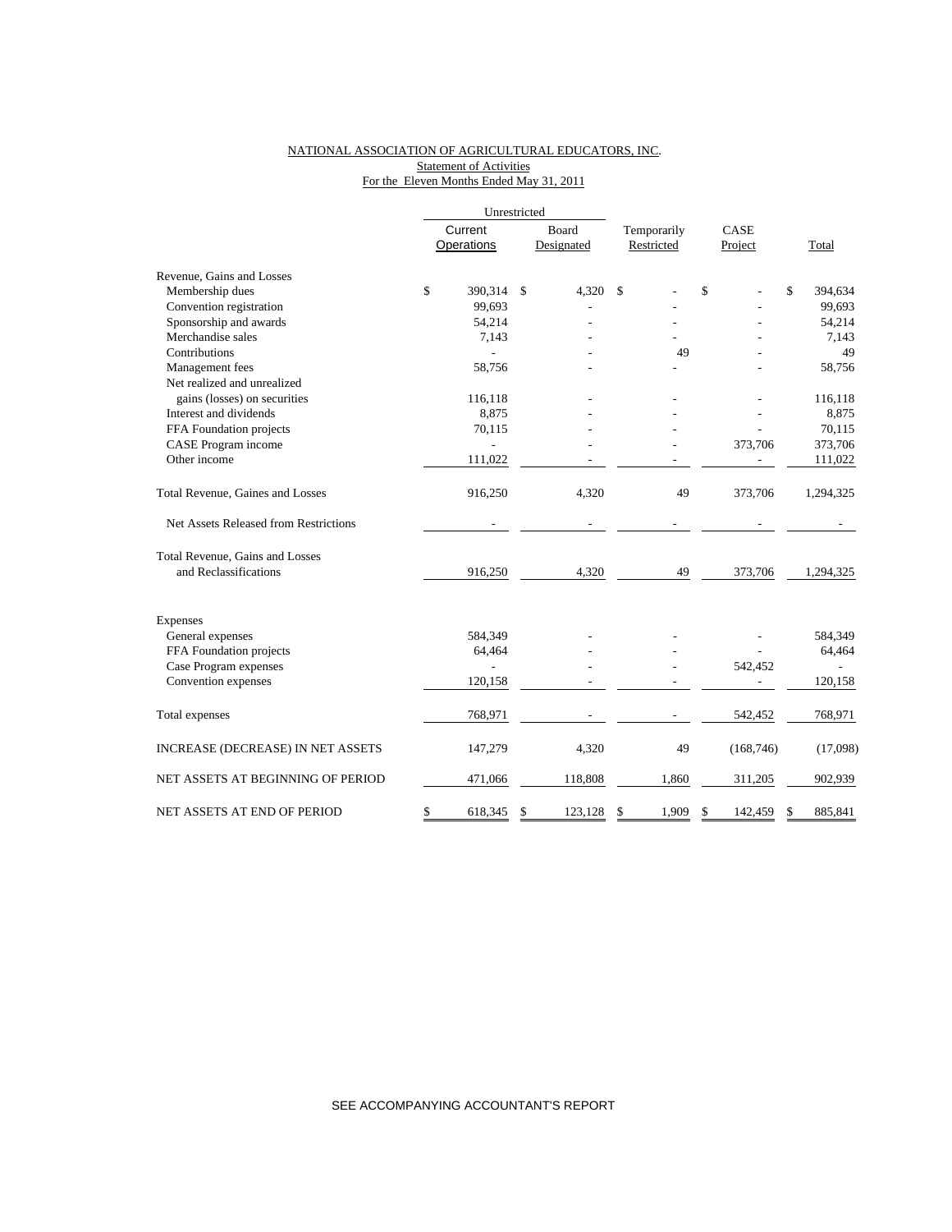# NATIONAL ASSOCIATION OF AGRICULTURAL EDUCATORS, INC.

## Statement of Activities

### For the Eleven Months Ended May 31, 2011

| | Unrestricted | | | | |
|---|---|---|---|---|---|
| | Current Operations | Board Designated | Temporarily Restricted | CASE Project | Total |
| Revenue, Gains and Losses | | | | | |
| Membership dues | $ 390,314 | $ 4,320 | $ - | $ - | $ 394,634 |
| Convention registration | 99,693 | - | - | - | 99,693 |
| Sponsorship and awards | 54,214 | - | - | - | 54,214 |
| Merchandise sales | 7,143 | - | - | - | 7,143 |
| Contributions | - | - | 49 | - | 49 |
| Management fees | 58,756 | - | - | - | 58,756 |
| Net realized and unrealized gains (losses) on securities | 116,118 | - | - | - | 116,118 |
| Interest and dividends | 8,875 | - | - | - | 8,875 |
| FFA Foundation projects | 70,115 | - | - | - | 70,115 |
| CASE Program income | - | - | - | 373,706 | 373,706 |
| Other income | 111,022 | - | - | - | 111,022 |
| Total Revenue, Gaines and Losses | 916,250 | 4,320 | 49 | 373,706 | 1,294,325 |
| Net Assets Released from Restrictions | - | - | - | - | - |
| Total Revenue, Gains and Losses and Reclassifications | 916,250 | 4,320 | 49 | 373,706 | 1,294,325 |
| Expenses | | | | | |
| General expenses | 584,349 | - | - | - | 584,349 |
| FFA Foundation projects | 64,464 | - | - | - | 64,464 |
| Case Program expenses | - | - | - | 542,452 | - |
| Convention expenses | 120,158 | - | - | - | 120,158 |
| Total expenses | 768,971 | - | - | 542,452 | 768,971 |
| INCREASE (DECREASE) IN NET ASSETS | 147,279 | 4,320 | 49 | (168,746) | (17,098) |
| NET ASSETS AT BEGINNING OF PERIOD | 471,066 | 118,808 | 1,860 | 311,205 | 902,939 |
| NET ASSETS AT END OF PERIOD | $ 618,345 | $ 123,128 | $ 1,909 | $ 142,459 | $ 885,841 |

SEE ACCOMPANYING ACCOUNTANT'S REPORT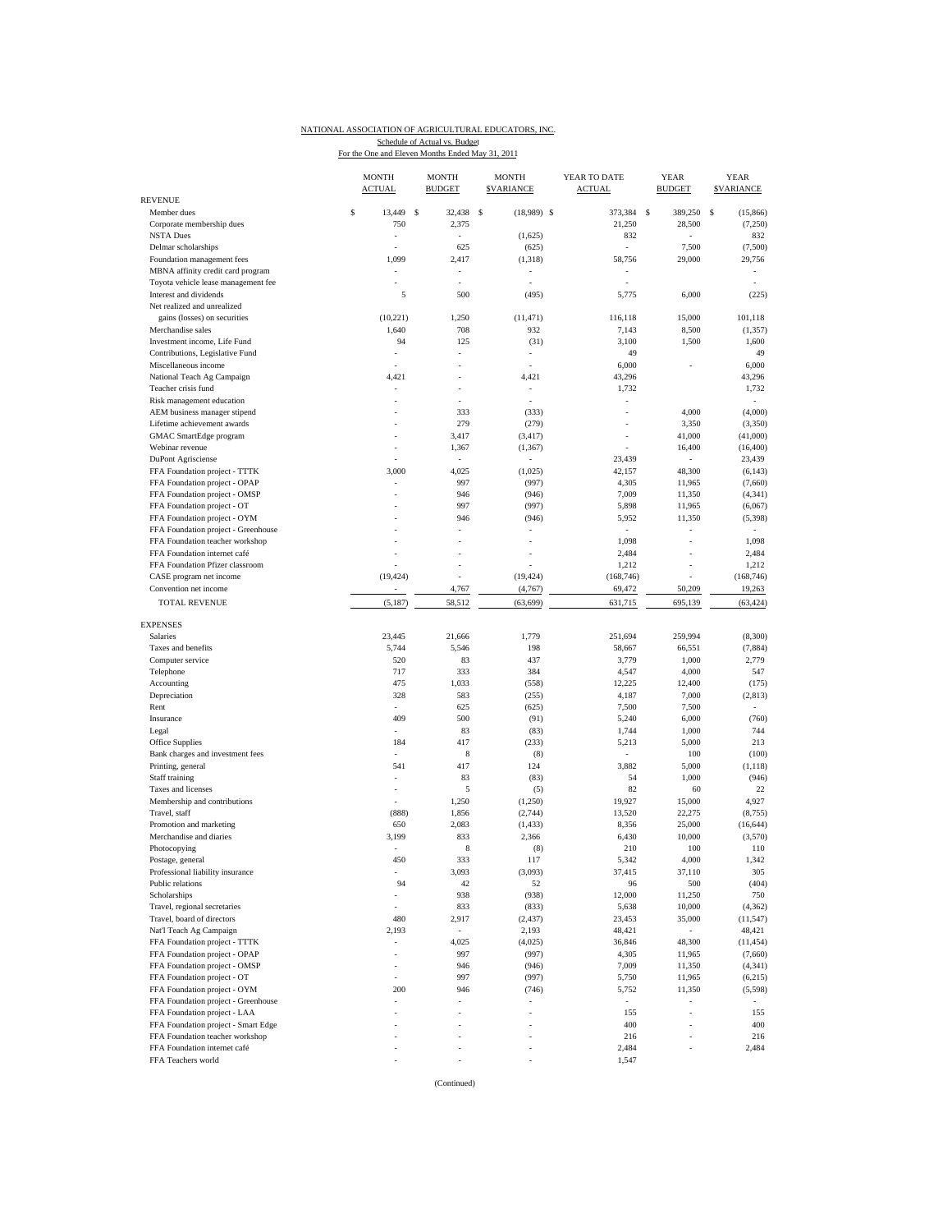NATIONAL ASSOCIATION OF AGRICULTURAL EDUCATORS, INC.

Schedule of Actual vs. Budget

For the One and Eleven Months Ended May 31, 2011

| | MONTH ACTUAL | MONTH BUDGET | MONTH $VARIANCE | YEAR TO DATE ACTUAL | YEAR BUDGET | YEAR $VARIANCE |
|---|---|---|---|---|---|---|
| **REVENUE** | | | | | | |
| Member dues | $ 13,449 | $ 32,438 | $ (18,989) | $ 373,384 | $ 389,250 | $ (15,866) |
| Corporate membership dues | 750 | 2,375 | (1,625) | 21,250 | 28,500 | (7,250) |
| NSTA Dues | - | - | (1,625) | 832 | - | 832 |
| Delmar scholarships | - | 625 | (625) | - | 7,500 | (7,500) |
| Foundation management fees | 1,099 | 2,417 | (1,318) | 58,756 | 29,000 | 29,756 |
| MBNA affinity credit card program | - | - | - | - | | - |
| Toyota vehicle lease management fee | - | - | - | - | | - |
| Interest and dividends | 5 | 500 | (495) | 5,775 | 6,000 | (225) |
| Net realized and unrealized | | | | | | |
| gains (losses) on securities | (10,221) | 1,250 | (11,471) | 116,118 | 15,000 | 101,118 |
| Merchandise sales | 1,640 | 708 | 932 | 7,143 | 8,500 | (1,357) |
| Investment income, Life Fund | 94 | 125 | (31) | 3,100 | 1,500 | 1,600 |
| Contributions, Legislative Fund | - | - | - | 49 | | 49 |
| Miscellaneous income | - | - | - | 6,000 | - | 6,000 |
| National Teach Ag Campaign | 4,421 | - | 4,421 | 43,296 | | 43,296 |
| Teacher crisis fund | - | - | - | 1,732 | | 1,732 |
| Risk management education | - | - | - | - | | - |
| AEM business manager stipend | - | 333 | (333) | - | 4,000 | (4,000) |
| Lifetime achievement awards | - | 279 | (279) | - | 3,350 | (3,350) |
| GMAC SmartEdge program | - | 3,417 | (3,417) | - | 41,000 | (41,000) |
| Webinar revenue | - | 1,367 | (1,367) | - | 16,400 | (16,400) |
| DuPont Agrisciense | - | - | - | 23,439 | - | 23,439 |
| FFA Foundation project - TTTK | 3,000 | 4,025 | (1,025) | 42,157 | 48,300 | (6,143) |
| FFA Foundation project - OPAP | - | 997 | (997) | 4,305 | 11,965 | (7,660) |
| FFA Foundation project - OMSP | - | 946 | (946) | 7,009 | 11,350 | (4,341) |
| FFA Foundation project - OT | - | 997 | (997) | 5,898 | 11,965 | (6,067) |
| FFA Foundation project - OYM | - | 946 | (946) | 5,952 | 11,350 | (5,398) |
| FFA Foundation project - Greenhouse | - | - | - | - | - | - |
| FFA Foundation teacher workshop | - | - | - | 1,098 | - | 1,098 |
| FFA Foundation internet café | - | - | - | 2,484 | - | 2,484 |
| FFA Foundation Pfizer classroom | - | - | - | 1,212 | - | 1,212 |
| CASE program net income | (19,424) | - | (19,424) | (168,746) | - | (168,746) |
| Convention net income | - | 4,767 | (4,767) | 69,472 | 50,209 | 19,263 |
| TOTAL REVENUE | (5,187) | 58,512 | (63,699) | 631,715 | 695,139 | (63,424) |
| **EXPENSES** | | | | | | |
| Salaries | 23,445 | 21,666 | 1,779 | 251,694 | 259,994 | (8,300) |
| Taxes and benefits | 5,744 | 5,546 | 198 | 58,667 | 66,551 | (7,884) |
| Computer service | 520 | 83 | 437 | 3,779 | 1,000 | 2,779 |
| Telephone | 717 | 333 | 384 | 4,547 | 4,000 | 547 |
| Accounting | 475 | 1,033 | (558) | 12,225 | 12,400 | (175) |
| Depreciation | 328 | 583 | (255) | 4,187 | 7,000 | (2,813) |
| Rent | - | 625 | (625) | 7,500 | 7,500 | - |
| Insurance | 409 | 500 | (91) | 5,240 | 6,000 | (760) |
| Legal | - | 83 | (83) | 1,744 | 1,000 | 744 |
| Office Supplies | 184 | 417 | (233) | 5,213 | 5,000 | 213 |
| Bank charges and investment fees | - | 8 | (8) | - | 100 | (100) |
| Printing, general | 541 | 417 | 124 | 3,882 | 5,000 | (1,118) |
| Staff training | - | 83 | (83) | 54 | 1,000 | (946) |
| Taxes and licenses | - | 5 | (5) | 82 | 60 | 22 |
| Membership and contributions | - | 1,250 | (1,250) | 19,927 | 15,000 | 4,927 |
| Travel, staff | (888) | 1,856 | (2,744) | 13,520 | 22,275 | (8,755) |
| Promotion and marketing | 650 | 2,083 | (1,433) | 8,356 | 25,000 | (16,644) |
| Merchandise and diaries | 3,199 | 833 | 2,366 | 6,430 | 10,000 | (3,570) |
| Photocopying | - | 8 | (8) | 210 | 100 | 110 |
| Postage, general | 450 | 333 | 117 | 5,342 | 4,000 | 1,342 |
| Professional liability insurance | - | 3,093 | (3,093) | 37,415 | 37,110 | 305 |
| Public relations | 94 | 42 | 52 | 96 | 500 | (404) |
| Scholarships | - | 938 | (938) | 12,000 | 11,250 | 750 |
| Travel, regional secretaries | - | 833 | (833) | 5,638 | 10,000 | (4,362) |
| Travel, board of directors | 480 | 2,917 | (2,437) | 23,453 | 35,000 | (11,547) |
| Nat'l Teach Ag Campaign | 2,193 | - | 2,193 | 48,421 | - | 48,421 |
| FFA Foundation project - TTTK | - | 4,025 | (4,025) | 36,846 | 48,300 | (11,454) |
| FFA Foundation project - OPAP | - | 997 | (997) | 4,305 | 11,965 | (7,660) |
| FFA Foundation project - OMSP | - | 946 | (946) | 7,009 | 11,350 | (4,341) |
| FFA Foundation project - OT | - | 997 | (997) | 5,750 | 11,965 | (6,215) |
| FFA Foundation project - OYM | 200 | 946 | (746) | 5,752 | 11,350 | (5,598) |
| FFA Foundation project - Greenhouse | - | - | - | - | - | - |
| FFA Foundation project - LAA | - | - | - | 155 | - | 155 |
| FFA Foundation project - Smart Edge | - | - | - | 400 | - | 400 |
| FFA Foundation teacher workshop | - | - | - | 216 | - | 216 |
| FFA Foundation internet café | - | - | - | 2,484 | - | 2,484 |
| FFA Teachers world | - | - | - | 1,547 | | |

(Continued)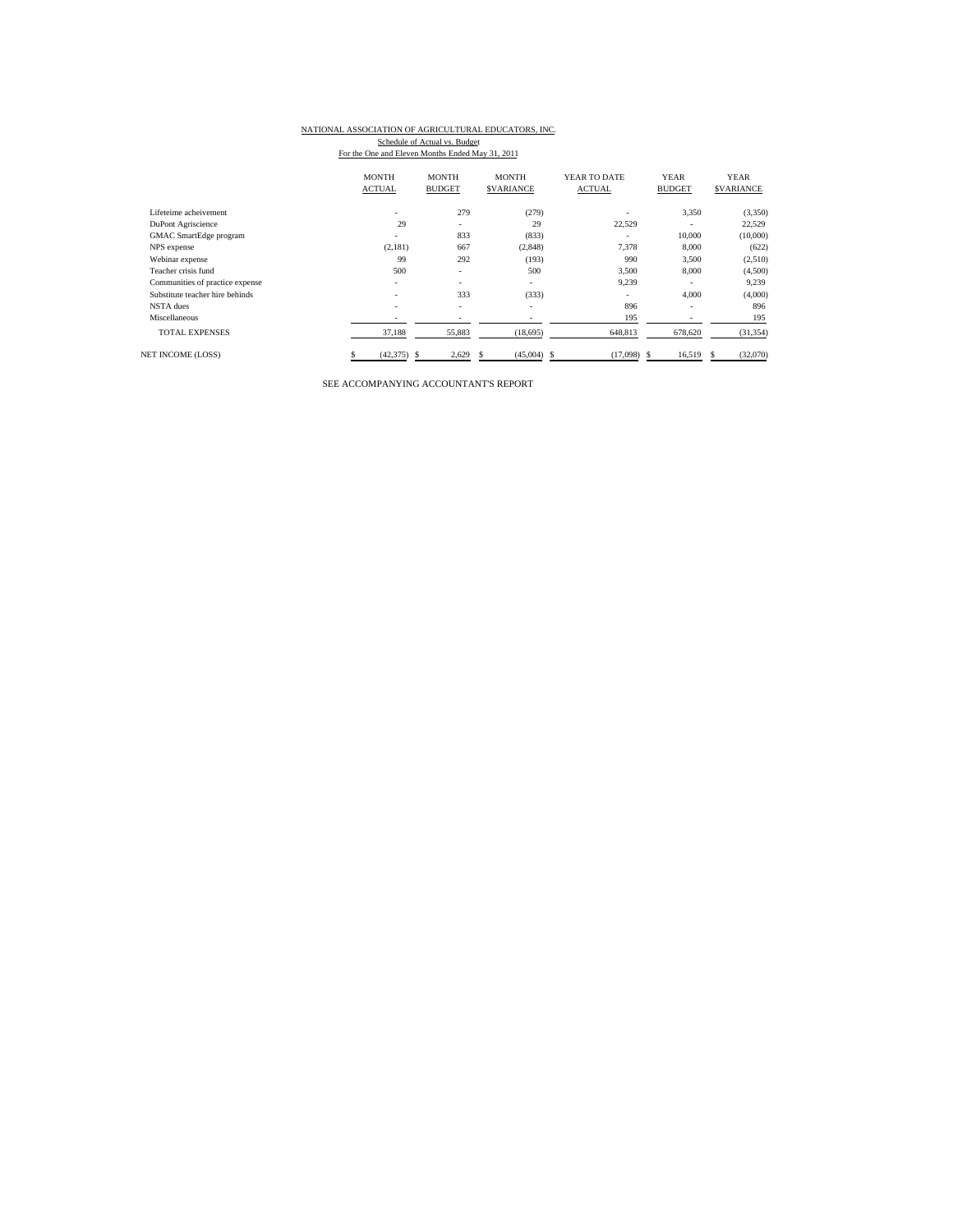NATIONAL ASSOCIATION OF AGRICULTURAL EDUCATORS, INC.

Schedule of Actual vs. Budget

For the One and Eleven Months Ended May 31, 2011

| | MONTH ACTUAL | MONTH BUDGET | MONTH $VARIANCE | YEAR TO DATE ACTUAL | YEAR BUDGET | YEAR $VARIANCE |
|---|---|---|---|---|---|---|
| Lifeteime acheivement | - | 279 | (279) | - | 3,350 | (3,350) |
| DuPont Agriscience | 29 | - | 29 | 22,529 | - | 22,529 |
| GMAC SmartEdge program | - | 833 | (833) | - | 10,000 | (10,000) |
| NPS expense | (2,181) | 667 | (2,848) | 7,378 | 8,000 | (622) |
| Webinar expense | 99 | 292 | (193) | 990 | 3,500 | (2,510) |
| Teacher crisis fund | 500 | - | 500 | 3,500 | 8,000 | (4,500) |
| Communities of practice expense | - | - | - | 9,239 | - | 9,239 |
| Substitute teacher hire behinds | - | 333 | (333) | - | 4,000 | (4,000) |
| NSTA dues | - | - | - | 896 | - | 896 |
| Miscellaneous | - | - | - | 195 | - | 195 |
| TOTAL EXPENSES | 37,188 | 55,883 | (18,695) | 648,813 | 678,620 | (31,354) |
| NET INCOME (LOSS) | $ (42,375) | $ 2,629 | $ (45,004) | $ (17,098) | $ 16,519 | $ (32,070) |

SEE ACCOMPANYING ACCOUNTANT'S REPORT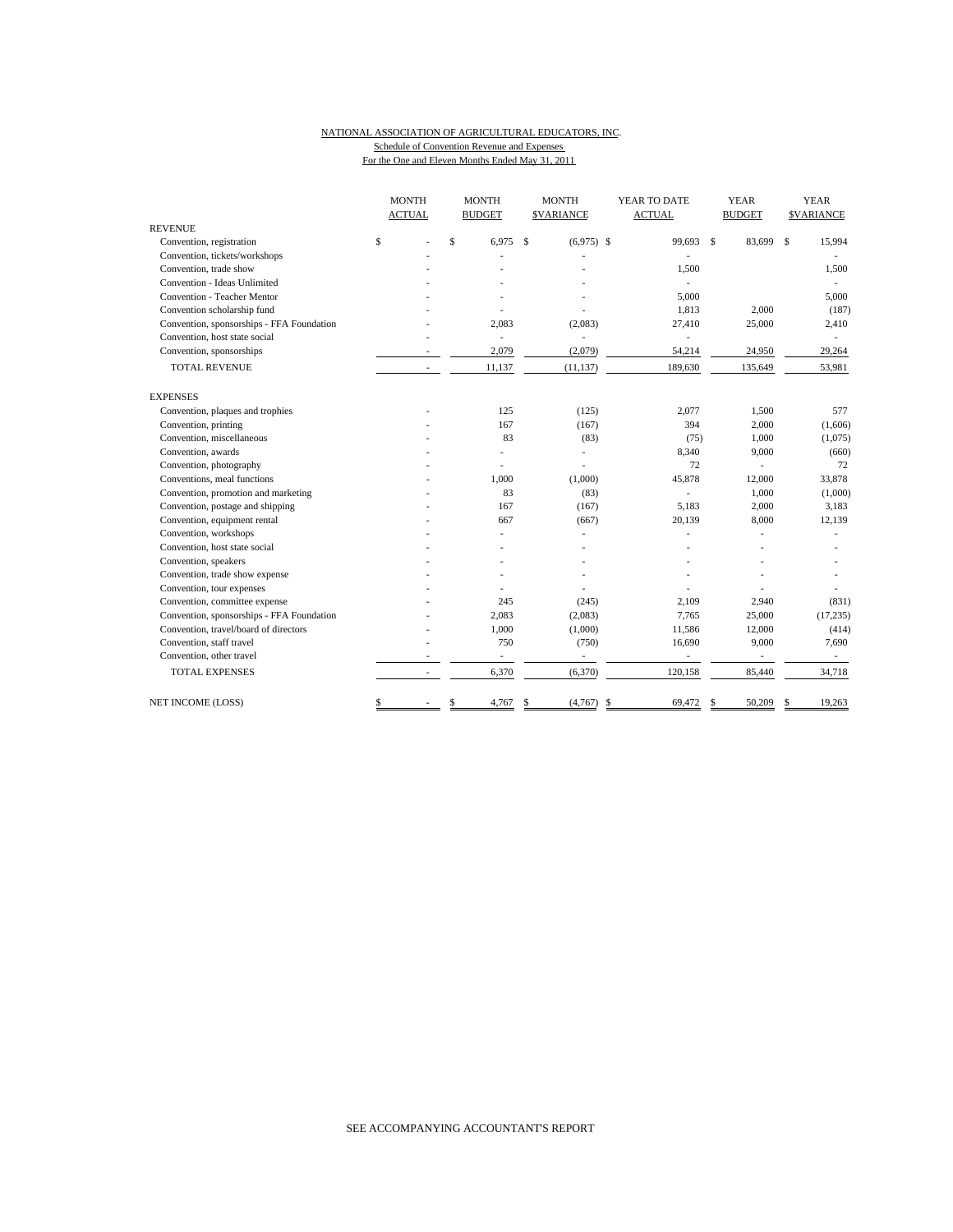NATIONAL ASSOCIATION OF AGRICULTURAL EDUCATORS, INC.
Schedule of Convention Revenue and Expenses
For the One and Eleven Months Ended May 31, 2011

| | MONTH ACTUAL | MONTH BUDGET | MONTH $VARIANCE | YEAR TO DATE ACTUAL | YEAR BUDGET | YEAR $VARIANCE |
|---|---|---|---|---|---|---|
| **REVENUE** | | | | | | |
| Convention, registration | $ - | $ 6,975 | $ (6,975) | $ 99,693 | $ 83,699 | $ 15,994 |
| Convention, tickets/workshops | - | - | - | - | | - |
| Convention, trade show | - | - | - | 1,500 | | 1,500 |
| Convention - Ideas Unlimited | - | - | - | - | | - |
| Convention - Teacher Mentor | - | - | - | 5,000 | | 5,000 |
| Convention scholarship fund | - | - | - | 1,813 | 2,000 | (187) |
| Convention, sponsorships - FFA Foundation | - | 2,083 | (2,083) | 27,410 | 25,000 | 2,410 |
| Convention, host state social | - | - | - | - | | - |
| Convention, sponsorships | - | 2,079 | (2,079) | 54,214 | 24,950 | 29,264 |
| TOTAL REVENUE | - | 11,137 | (11,137) | 189,630 | 135,649 | 53,981 |
| **EXPENSES** | | | | | | |
| Convention, plaques and trophies | - | 125 | (125) | 2,077 | 1,500 | 577 |
| Convention, printing | - | 167 | (167) | 394 | 2,000 | (1,606) |
| Convention, miscellaneous | - | 83 | (83) | (75) | 1,000 | (1,075) |
| Convention, awards | - | - | - | 8,340 | 9,000 | (660) |
| Convention, photography | - | - | - | 72 | - | 72 |
| Conventions, meal functions | - | 1,000 | (1,000) | 45,878 | 12,000 | 33,878 |
| Convention, promotion and marketing | - | 83 | (83) | - | 1,000 | (1,000) |
| Convention, postage and shipping | - | 167 | (167) | 5,183 | 2,000 | 3,183 |
| Convention, equipment rental | - | 667 | (667) | 20,139 | 8,000 | 12,139 |
| Convention, workshops | - | - | - | - | - | - |
| Convention, host state social | - | - | - | - | - | - |
| Convention, speakers | - | - | - | - | - | - |
| Convention, trade show expense | - | - | - | - | - | - |
| Convention, tour expenses | - | - | - | - | - | - |
| Convention, committee expense | - | 245 | (245) | 2,109 | 2,940 | (831) |
| Convention, sponsorships - FFA Foundation | - | 2,083 | (2,083) | 7,765 | 25,000 | (17,235) |
| Convention, travel/board of directors | - | 1,000 | (1,000) | 11,586 | 12,000 | (414) |
| Convention, staff travel | - | 750 | (750) | 16,690 | 9,000 | 7,690 |
| Convention, other travel | - | - | - | - | - | - |
| TOTAL EXPENSES | - | 6,370 | (6,370) | 120,158 | 85,440 | 34,718 |
| NET INCOME (LOSS) | $ - | $ 4,767 | $ (4,767) | $ 69,472 | $ 50,209 | $ 19,263 |

SEE ACCOMPANYING ACCOUNTANT'S REPORT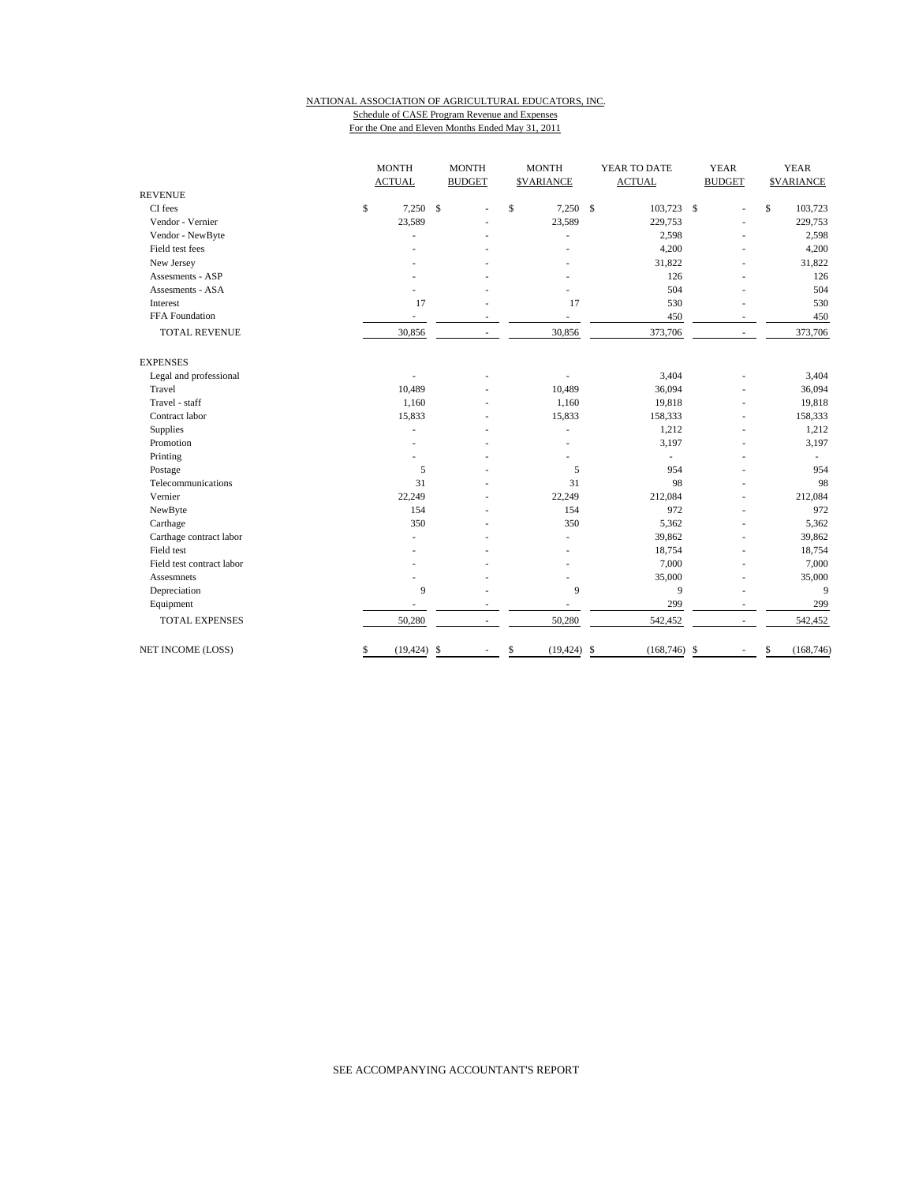NATIONAL ASSOCIATION OF AGRICULTURAL EDUCATORS, INC.
Schedule of CASE Program Revenue and Expenses
For the One and Eleven Months Ended May 31, 2011

| | MONTH ACTUAL | MONTH BUDGET | MONTH $VARIANCE | YEAR TO DATE ACTUAL | YEAR BUDGET | YEAR $VARIANCE |
|---|---|---|---|---|---|---|
| REVENUE | | | | | | |
| CI fees | $ 7,250 | $ - | $ 7,250 | $ 103,723 | $ - | $ 103,723 |
| Vendor - Vernier | 23,589 | - | 23,589 | 229,753 | - | 229,753 |
| Vendor - NewByte | - | - | - | 2,598 | - | 2,598 |
| Field test fees | - | - | - | 4,200 | - | 4,200 |
| New Jersey | - | - | - | 31,822 | - | 31,822 |
| Assesments - ASP | - | - | - | 126 | - | 126 |
| Assesments - ASA | - | - | - | 504 | - | 504 |
| Interest | 17 | - | 17 | 530 | - | 530 |
| FFA Foundation | - | - | - | 450 | - | 450 |
| TOTAL REVENUE | 30,856 | - | 30,856 | 373,706 | - | 373,706 |
| EXPENSES | | | | | | |
| Legal and professional | - | - | - | 3,404 | - | 3,404 |
| Travel | 10,489 | - | 10,489 | 36,094 | - | 36,094 |
| Travel - staff | 1,160 | - | 1,160 | 19,818 | - | 19,818 |
| Contract labor | 15,833 | - | 15,833 | 158,333 | - | 158,333 |
| Supplies | - | - | - | 1,212 | - | 1,212 |
| Promotion | - | - | - | 3,197 | - | 3,197 |
| Printing | - | - | - | - | - | - |
| Postage | 5 | - | 5 | 954 | - | 954 |
| Telecommunications | 31 | - | 31 | 98 | - | 98 |
| Vernier | 22,249 | - | 22,249 | 212,084 | - | 212,084 |
| NewByte | 154 | - | 154 | 972 | - | 972 |
| Carthage | 350 | - | 350 | 5,362 | - | 5,362 |
| Carthage contract labor | - | - | - | 39,862 | - | 39,862 |
| Field test | - | - | - | 18,754 | - | 18,754 |
| Field test contract labor | - | - | - | 7,000 | - | 7,000 |
| Assesmnets | - | - | - | 35,000 | - | 35,000 |
| Depreciation | 9 | - | 9 | 9 | - | 9 |
| Equipment | - | - | - | 299 | - | 299 |
| TOTAL EXPENSES | 50,280 | - | 50,280 | 542,452 | - | 542,452 |
| NET INCOME (LOSS) | $ (19,424) | $ - | $ (19,424) | $ (168,746) | $ - | $ (168,746) |

SEE ACCOMPANYING ACCOUNTANT'S REPORT